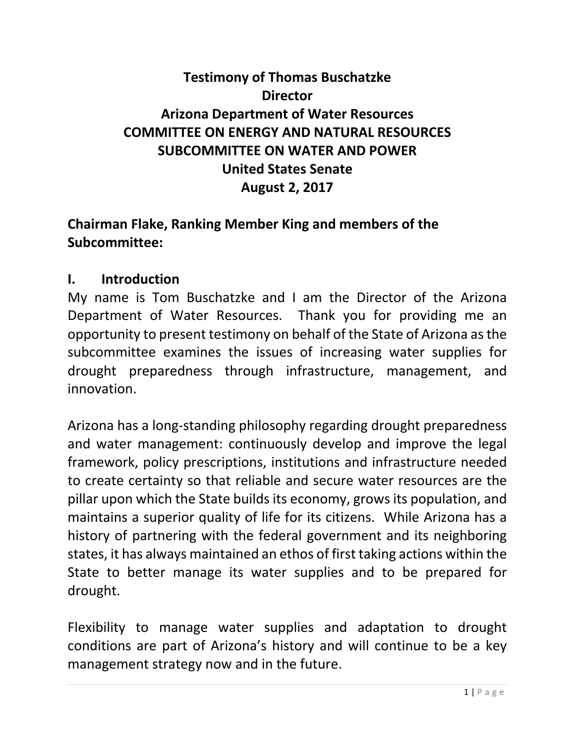# Testimony of Thomas Buschatzke
## Director
## Arizona Department of Water Resources
## COMMITTEE ON ENERGY AND NATURAL RESOURCES
## SUBCOMMITTEE ON WATER AND POWER
## United States Senate
## August 2, 2017

**Chairman Flake, Ranking Member King and members of the Subcommittee:**

## I. Introduction

My name is Tom Buschatzke and I am the Director of the Arizona Department of Water Resources. Thank you for providing me an opportunity to present testimony on behalf of the State of Arizona as the subcommittee examines the issues of increasing water supplies for drought preparedness through infrastructure, management, and innovation.

Arizona has a long-standing philosophy regarding drought preparedness and water management: continuously develop and improve the legal framework, policy prescriptions, institutions and infrastructure needed to create certainty so that reliable and secure water resources are the pillar upon which the State builds its economy, grows its population, and maintains a superior quality of life for its citizens. While Arizona has a history of partnering with the federal government and its neighboring states, it has always maintained an ethos of first taking actions within the State to better manage its water supplies and to be prepared for drought.

Flexibility to manage water supplies and adaptation to drought conditions are part of Arizona's history and will continue to be a key management strategy now and in the future.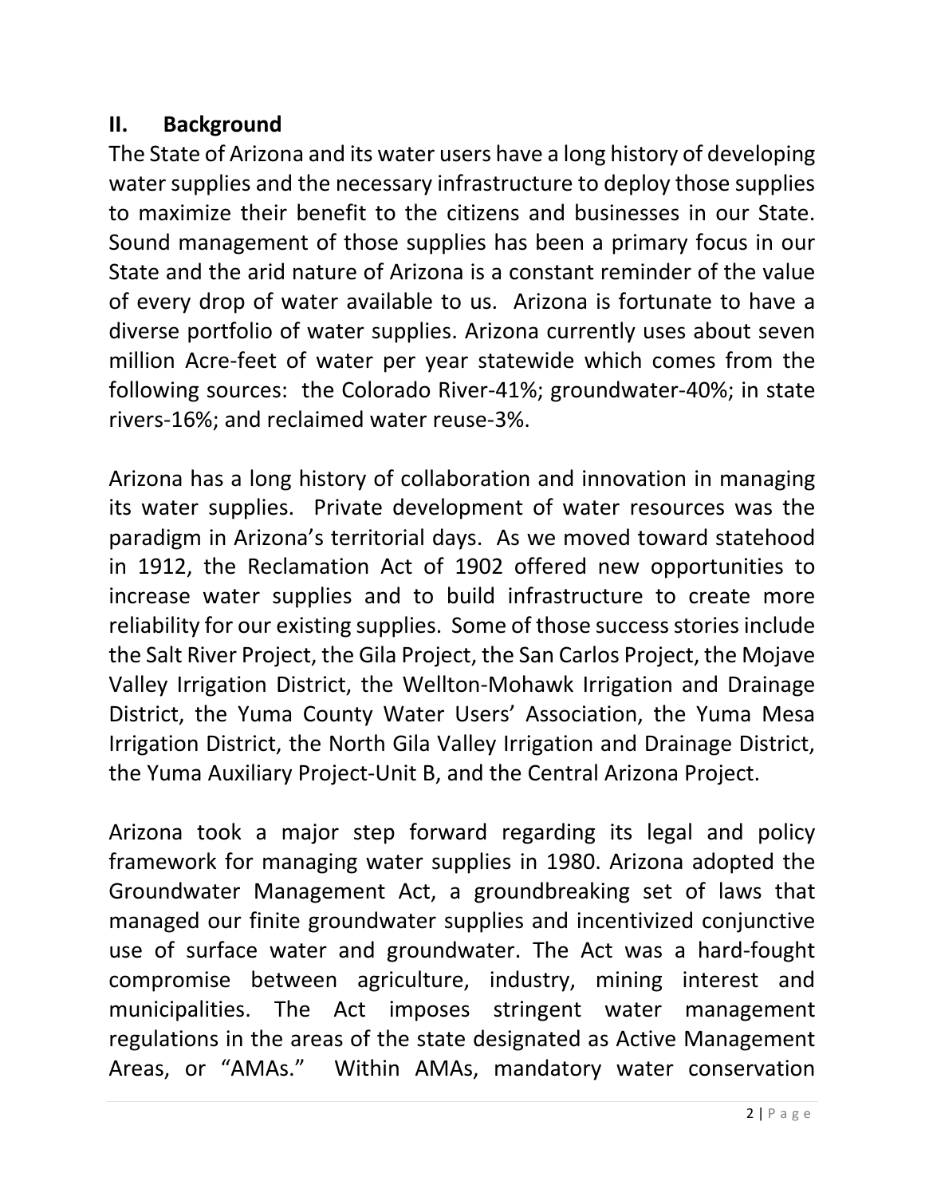## II. Background

The State of Arizona and its water users have a long history of developing water supplies and the necessary infrastructure to deploy those supplies to maximize their benefit to the citizens and businesses in our State. Sound management of those supplies has been a primary focus in our State and the arid nature of Arizona is a constant reminder of the value of every drop of water available to us. Arizona is fortunate to have a diverse portfolio of water supplies. Arizona currently uses about seven million Acre-feet of water per year statewide which comes from the following sources: the Colorado River-41%; groundwater-40%; in state rivers-16%; and reclaimed water reuse-3%.

Arizona has a long history of collaboration and innovation in managing its water supplies. Private development of water resources was the paradigm in Arizona's territorial days. As we moved toward statehood in 1912, the Reclamation Act of 1902 offered new opportunities to increase water supplies and to build infrastructure to create more reliability for our existing supplies. Some of those success stories include the Salt River Project, the Gila Project, the San Carlos Project, the Mojave Valley Irrigation District, the Wellton-Mohawk Irrigation and Drainage District, the Yuma County Water Users' Association, the Yuma Mesa Irrigation District, the North Gila Valley Irrigation and Drainage District, the Yuma Auxiliary Project-Unit B, and the Central Arizona Project.

Arizona took a major step forward regarding its legal and policy framework for managing water supplies in 1980. Arizona adopted the Groundwater Management Act, a groundbreaking set of laws that managed our finite groundwater supplies and incentivized conjunctive use of surface water and groundwater. The Act was a hard-fought compromise between agriculture, industry, mining interest and municipalities. The Act imposes stringent water management regulations in the areas of the state designated as Active Management Areas, or "AMAs." Within AMAs, mandatory water conservation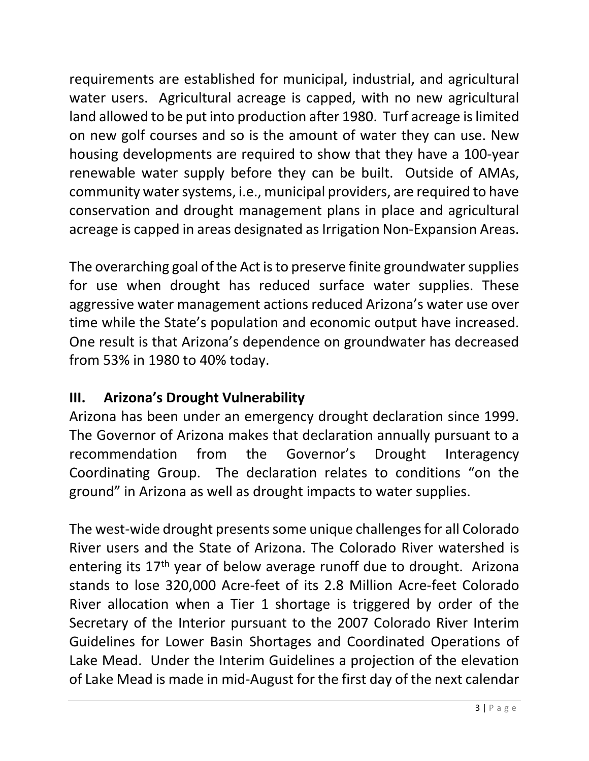requirements are established for municipal, industrial, and agricultural water users. Agricultural acreage is capped, with no new agricultural land allowed to be put into production after 1980. Turf acreage is limited on new golf courses and so is the amount of water they can use. New housing developments are required to show that they have a 100-year renewable water supply before they can be built. Outside of AMAs, community water systems, i.e., municipal providers, are required to have conservation and drought management plans in place and agricultural acreage is capped in areas designated as Irrigation Non-Expansion Areas.

The overarching goal of the Act is to preserve finite groundwater supplies for use when drought has reduced surface water supplies. These aggressive water management actions reduced Arizona's water use over time while the State's population and economic output have increased. One result is that Arizona's dependence on groundwater has decreased from 53% in 1980 to 40% today.

## III. Arizona's Drought Vulnerability

Arizona has been under an emergency drought declaration since 1999. The Governor of Arizona makes that declaration annually pursuant to a recommendation from the Governor's Drought Interagency Coordinating Group. The declaration relates to conditions "on the ground" in Arizona as well as drought impacts to water supplies.

The west-wide drought presents some unique challenges for all Colorado River users and the State of Arizona. The Colorado River watershed is entering its 17th year of below average runoff due to drought. Arizona stands to lose 320,000 Acre-feet of its 2.8 Million Acre-feet Colorado River allocation when a Tier 1 shortage is triggered by order of the Secretary of the Interior pursuant to the 2007 Colorado River Interim Guidelines for Lower Basin Shortages and Coordinated Operations of Lake Mead. Under the Interim Guidelines a projection of the elevation of Lake Mead is made in mid-August for the first day of the next calendar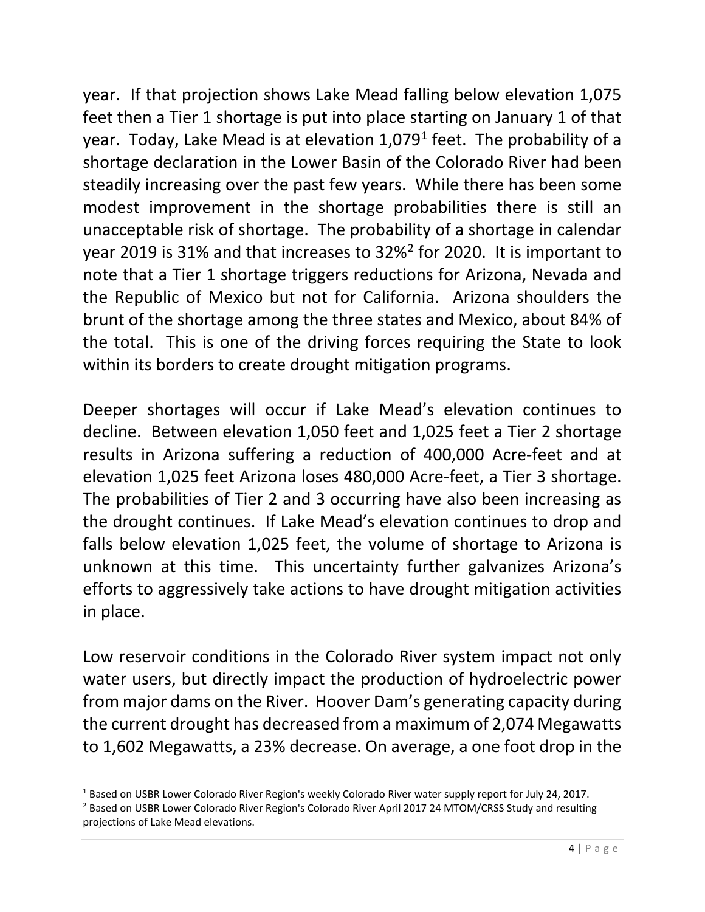year. If that projection shows Lake Mead falling below elevation 1,075 feet then a Tier 1 shortage is put into place starting on January 1 of that year. Today, Lake Mead is at elevation 1,079[1] feet. The probability of a shortage declaration in the Lower Basin of the Colorado River had been steadily increasing over the past few years. While there has been some modest improvement in the shortage probabilities there is still an unacceptable risk of shortage. The probability of a shortage in calendar year 2019 is 31% and that increases to 32%[2] for 2020. It is important to note that a Tier 1 shortage triggers reductions for Arizona, Nevada and the Republic of Mexico but not for California. Arizona shoulders the brunt of the shortage among the three states and Mexico, about 84% of the total. This is one of the driving forces requiring the State to look within its borders to create drought mitigation programs.

Deeper shortages will occur if Lake Mead's elevation continues to decline. Between elevation 1,050 feet and 1,025 feet a Tier 2 shortage results in Arizona suffering a reduction of 400,000 Acre-feet and at elevation 1,025 feet Arizona loses 480,000 Acre-feet, a Tier 3 shortage. The probabilities of Tier 2 and 3 occurring have also been increasing as the drought continues. If Lake Mead's elevation continues to drop and falls below elevation 1,025 feet, the volume of shortage to Arizona is unknown at this time. This uncertainty further galvanizes Arizona's efforts to aggressively take actions to have drought mitigation activities in place.

Low reservoir conditions in the Colorado River system impact not only water users, but directly impact the production of hydroelectric power from major dams on the River. Hoover Dam's generating capacity during the current drought has decreased from a maximum of 2,074 Megawatts to 1,602 Megawatts, a 23% decrease. On average, a one foot drop in the

[1] Based on USBR Lower Colorado River Region's weekly Colorado River water supply report for July 24, 2017.

[2] Based on USBR Lower Colorado River Region's Colorado River April 2017 24 MTOM/CRSS Study and resulting projections of Lake Mead elevations.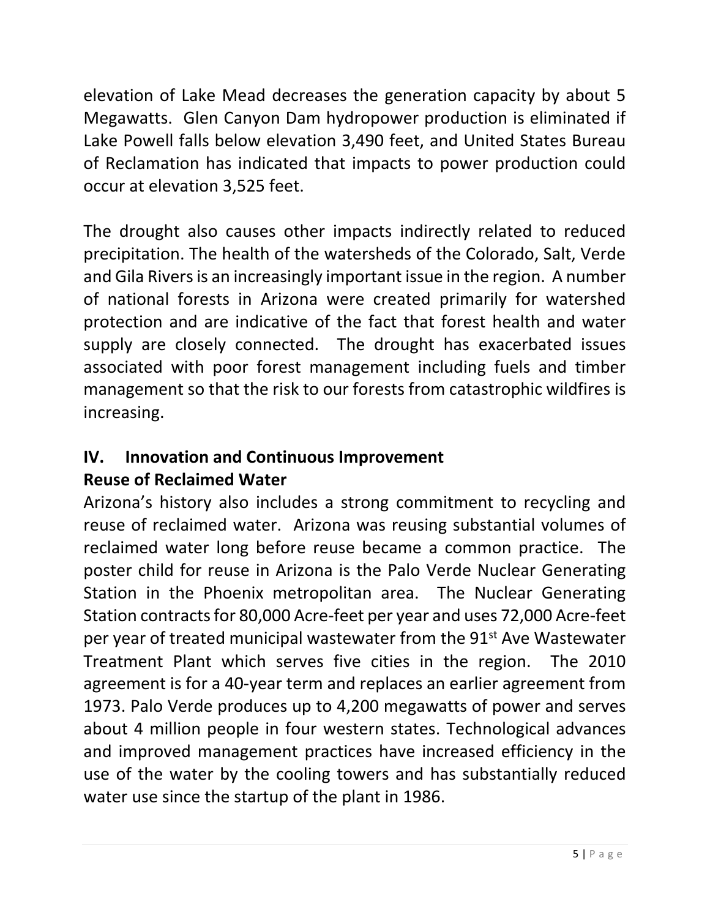elevation of Lake Mead decreases the generation capacity by about 5 Megawatts. Glen Canyon Dam hydropower production is eliminated if Lake Powell falls below elevation 3,490 feet, and United States Bureau of Reclamation has indicated that impacts to power production could occur at elevation 3,525 feet.

The drought also causes other impacts indirectly related to reduced precipitation. The health of the watersheds of the Colorado, Salt, Verde and Gila Rivers is an increasingly important issue in the region. A number of national forests in Arizona were created primarily for watershed protection and are indicative of the fact that forest health and water supply are closely connected. The drought has exacerbated issues associated with poor forest management including fuels and timber management so that the risk to our forests from catastrophic wildfires is increasing.

## IV. Innovation and Continuous Improvement

### Reuse of Reclaimed Water

Arizona's history also includes a strong commitment to recycling and reuse of reclaimed water. Arizona was reusing substantial volumes of reclaimed water long before reuse became a common practice. The poster child for reuse in Arizona is the Palo Verde Nuclear Generating Station in the Phoenix metropolitan area. The Nuclear Generating Station contracts for 80,000 Acre-feet per year and uses 72,000 Acre-feet per year of treated municipal wastewater from the 91st Ave Wastewater Treatment Plant which serves five cities in the region. The 2010 agreement is for a 40-year term and replaces an earlier agreement from 1973. Palo Verde produces up to 4,200 megawatts of power and serves about 4 million people in four western states. Technological advances and improved management practices have increased efficiency in the use of the water by the cooling towers and has substantially reduced water use since the startup of the plant in 1986.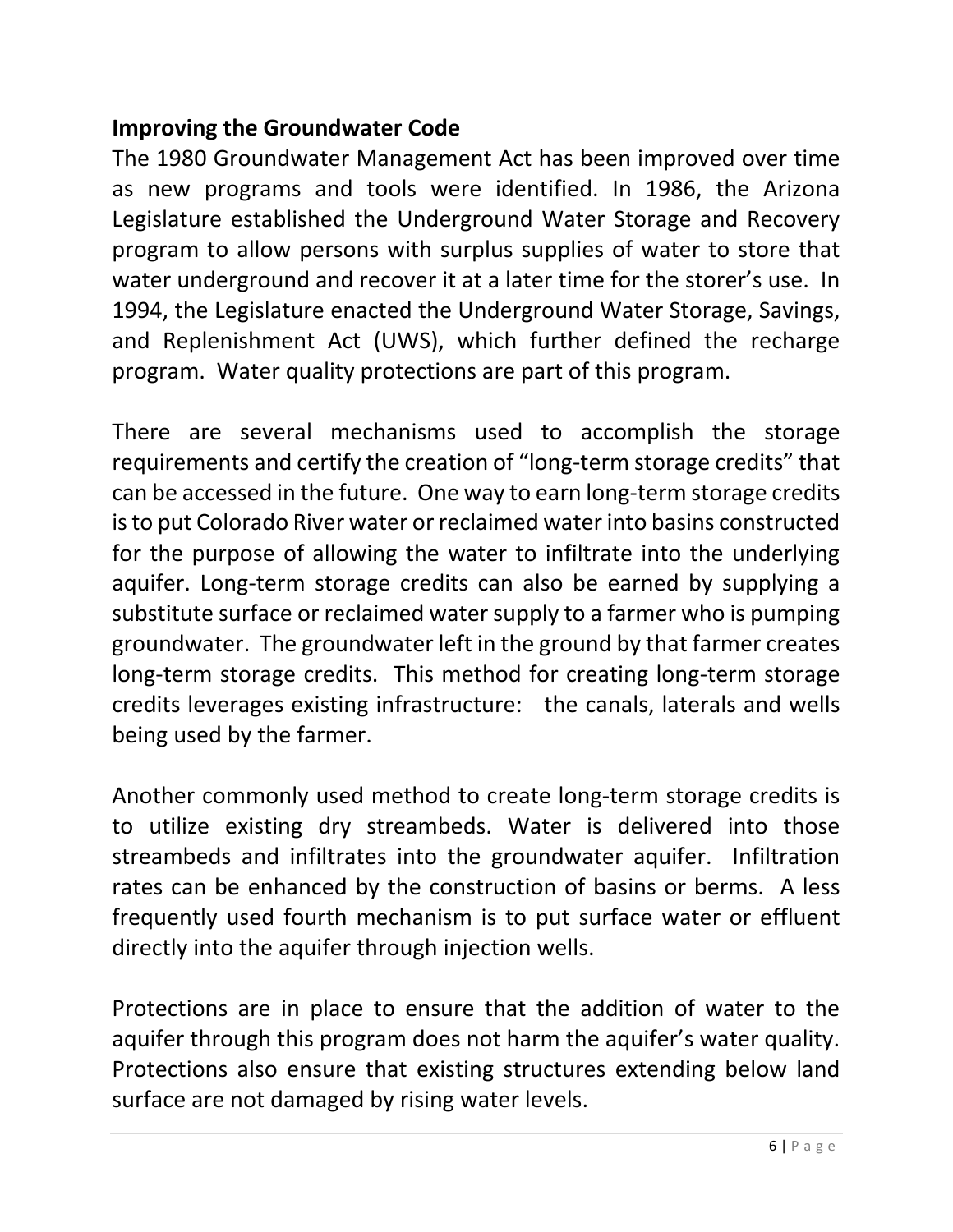## Improving the Groundwater Code

The 1980 Groundwater Management Act has been improved over time as new programs and tools were identified. In 1986, the Arizona Legislature established the Underground Water Storage and Recovery program to allow persons with surplus supplies of water to store that water underground and recover it at a later time for the storer's use. In 1994, the Legislature enacted the Underground Water Storage, Savings, and Replenishment Act (UWS), which further defined the recharge program. Water quality protections are part of this program.

There are several mechanisms used to accomplish the storage requirements and certify the creation of "long-term storage credits" that can be accessed in the future. One way to earn long-term storage credits is to put Colorado River water or reclaimed water into basins constructed for the purpose of allowing the water to infiltrate into the underlying aquifer. Long-term storage credits can also be earned by supplying a substitute surface or reclaimed water supply to a farmer who is pumping groundwater. The groundwater left in the ground by that farmer creates long-term storage credits. This method for creating long-term storage credits leverages existing infrastructure: the canals, laterals and wells being used by the farmer.

Another commonly used method to create long-term storage credits is to utilize existing dry streambeds. Water is delivered into those streambeds and infiltrates into the groundwater aquifer. Infiltration rates can be enhanced by the construction of basins or berms. A less frequently used fourth mechanism is to put surface water or effluent directly into the aquifer through injection wells.

Protections are in place to ensure that the addition of water to the aquifer through this program does not harm the aquifer's water quality. Protections also ensure that existing structures extending below land surface are not damaged by rising water levels.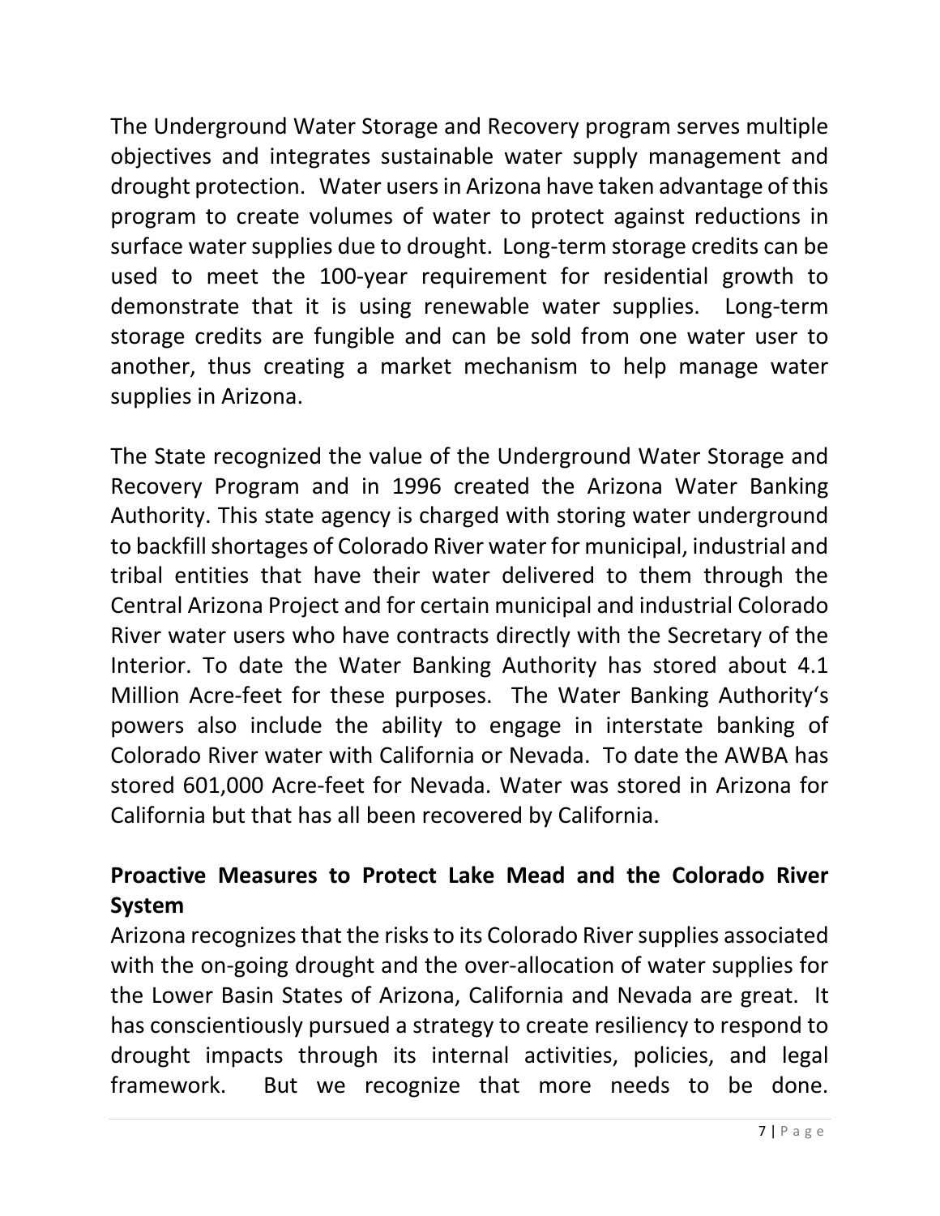The Underground Water Storage and Recovery program serves multiple objectives and integrates sustainable water supply management and drought protection. Water users in Arizona have taken advantage of this program to create volumes of water to protect against reductions in surface water supplies due to drought. Long-term storage credits can be used to meet the 100-year requirement for residential growth to demonstrate that it is using renewable water supplies. Long-term storage credits are fungible and can be sold from one water user to another, thus creating a market mechanism to help manage water supplies in Arizona.

The State recognized the value of the Underground Water Storage and Recovery Program and in 1996 created the Arizona Water Banking Authority. This state agency is charged with storing water underground to backfill shortages of Colorado River water for municipal, industrial and tribal entities that have their water delivered to them through the Central Arizona Project and for certain municipal and industrial Colorado River water users who have contracts directly with the Secretary of the Interior. To date the Water Banking Authority has stored about 4.1 Million Acre-feet for these purposes. The Water Banking Authority's powers also include the ability to engage in interstate banking of Colorado River water with California or Nevada. To date the AWBA has stored 601,000 Acre-feet for Nevada. Water was stored in Arizona for California but that has all been recovered by California.

## Proactive Measures to Protect Lake Mead and the Colorado River System

Arizona recognizes that the risks to its Colorado River supplies associated with the on-going drought and the over-allocation of water supplies for the Lower Basin States of Arizona, California and Nevada are great. It has conscientiously pursued a strategy to create resiliency to respond to drought impacts through its internal activities, policies, and legal framework. But we recognize that more needs to be done.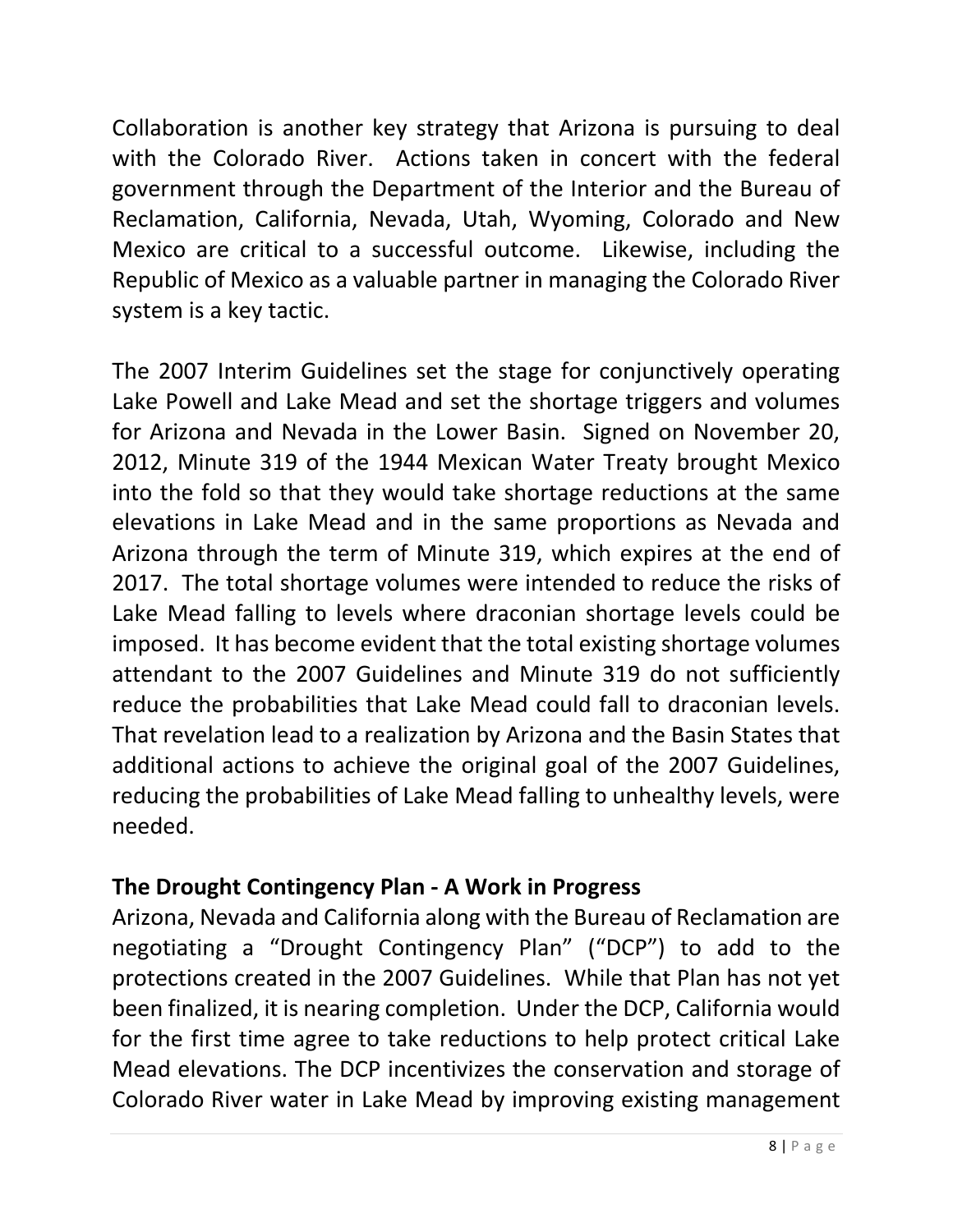Collaboration is another key strategy that Arizona is pursuing to deal with the Colorado River. Actions taken in concert with the federal government through the Department of the Interior and the Bureau of Reclamation, California, Nevada, Utah, Wyoming, Colorado and New Mexico are critical to a successful outcome. Likewise, including the Republic of Mexico as a valuable partner in managing the Colorado River system is a key tactic.

The 2007 Interim Guidelines set the stage for conjunctively operating Lake Powell and Lake Mead and set the shortage triggers and volumes for Arizona and Nevada in the Lower Basin. Signed on November 20, 2012, Minute 319 of the 1944 Mexican Water Treaty brought Mexico into the fold so that they would take shortage reductions at the same elevations in Lake Mead and in the same proportions as Nevada and Arizona through the term of Minute 319, which expires at the end of 2017. The total shortage volumes were intended to reduce the risks of Lake Mead falling to levels where draconian shortage levels could be imposed. It has become evident that the total existing shortage volumes attendant to the 2007 Guidelines and Minute 319 do not sufficiently reduce the probabilities that Lake Mead could fall to draconian levels. That revelation lead to a realization by Arizona and the Basin States that additional actions to achieve the original goal of the 2007 Guidelines, reducing the probabilities of Lake Mead falling to unhealthy levels, were needed.

**The Drought Contingency Plan - A Work in Progress**

Arizona, Nevada and California along with the Bureau of Reclamation are negotiating a "Drought Contingency Plan" ("DCP") to add to the protections created in the 2007 Guidelines. While that Plan has not yet been finalized, it is nearing completion. Under the DCP, California would for the first time agree to take reductions to help protect critical Lake Mead elevations. The DCP incentivizes the conservation and storage of Colorado River water in Lake Mead by improving existing management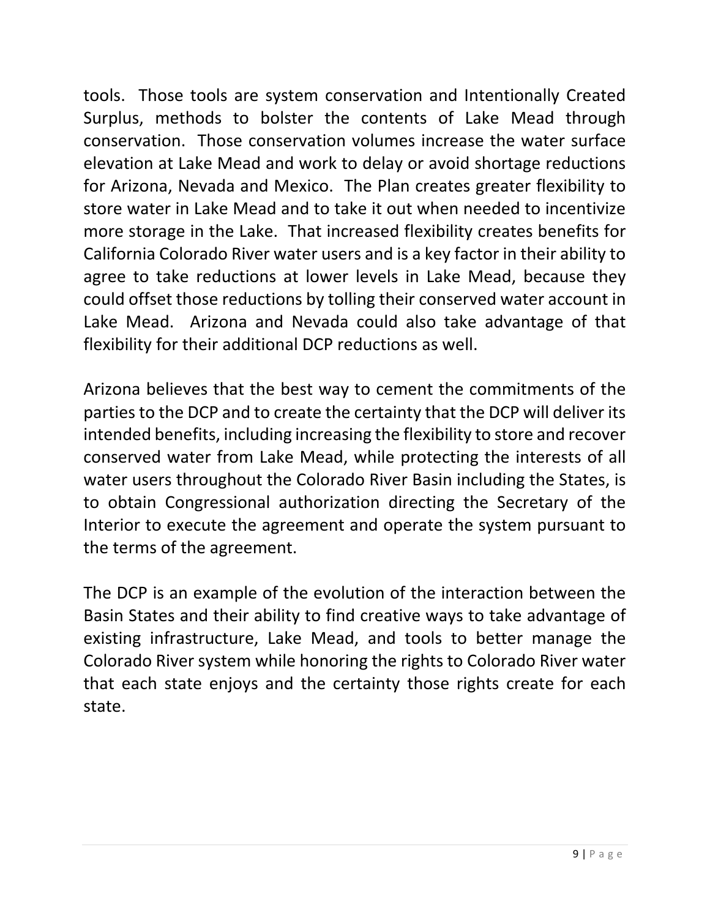tools. Those tools are system conservation and Intentionally Created Surplus, methods to bolster the contents of Lake Mead through conservation. Those conservation volumes increase the water surface elevation at Lake Mead and work to delay or avoid shortage reductions for Arizona, Nevada and Mexico. The Plan creates greater flexibility to store water in Lake Mead and to take it out when needed to incentivize more storage in the Lake. That increased flexibility creates benefits for California Colorado River water users and is a key factor in their ability to agree to take reductions at lower levels in Lake Mead, because they could offset those reductions by tolling their conserved water account in Lake Mead. Arizona and Nevada could also take advantage of that flexibility for their additional DCP reductions as well.

Arizona believes that the best way to cement the commitments of the parties to the DCP and to create the certainty that the DCP will deliver its intended benefits, including increasing the flexibility to store and recover conserved water from Lake Mead, while protecting the interests of all water users throughout the Colorado River Basin including the States, is to obtain Congressional authorization directing the Secretary of the Interior to execute the agreement and operate the system pursuant to the terms of the agreement.

The DCP is an example of the evolution of the interaction between the Basin States and their ability to find creative ways to take advantage of existing infrastructure, Lake Mead, and tools to better manage the Colorado River system while honoring the rights to Colorado River water that each state enjoys and the certainty those rights create for each state.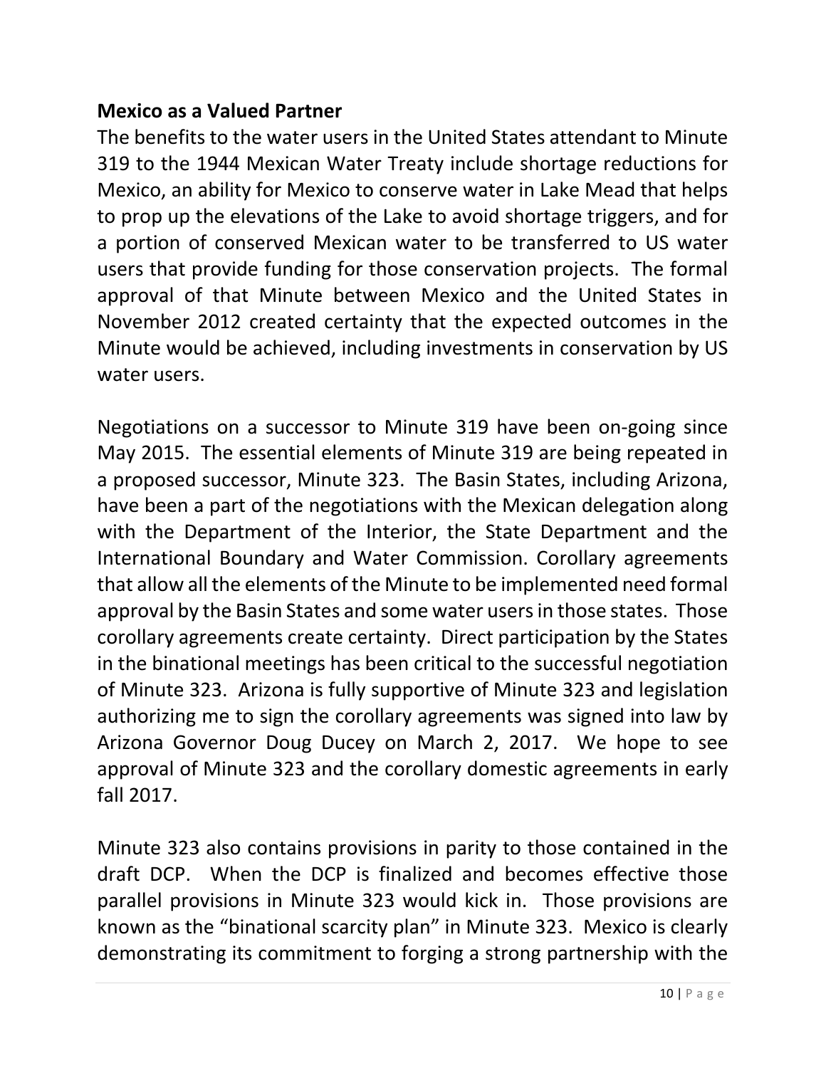**Mexico as a Valued Partner**

The benefits to the water users in the United States attendant to Minute 319 to the 1944 Mexican Water Treaty include shortage reductions for Mexico, an ability for Mexico to conserve water in Lake Mead that helps to prop up the elevations of the Lake to avoid shortage triggers, and for a portion of conserved Mexican water to be transferred to US water users that provide funding for those conservation projects. The formal approval of that Minute between Mexico and the United States in November 2012 created certainty that the expected outcomes in the Minute would be achieved, including investments in conservation by US water users.

Negotiations on a successor to Minute 319 have been on-going since May 2015. The essential elements of Minute 319 are being repeated in a proposed successor, Minute 323. The Basin States, including Arizona, have been a part of the negotiations with the Mexican delegation along with the Department of the Interior, the State Department and the International Boundary and Water Commission. Corollary agreements that allow all the elements of the Minute to be implemented need formal approval by the Basin States and some water users in those states. Those corollary agreements create certainty. Direct participation by the States in the binational meetings has been critical to the successful negotiation of Minute 323. Arizona is fully supportive of Minute 323 and legislation authorizing me to sign the corollary agreements was signed into law by Arizona Governor Doug Ducey on March 2, 2017. We hope to see approval of Minute 323 and the corollary domestic agreements in early fall 2017.

Minute 323 also contains provisions in parity to those contained in the draft DCP. When the DCP is finalized and becomes effective those parallel provisions in Minute 323 would kick in. Those provisions are known as the "binational scarcity plan" in Minute 323. Mexico is clearly demonstrating its commitment to forging a strong partnership with the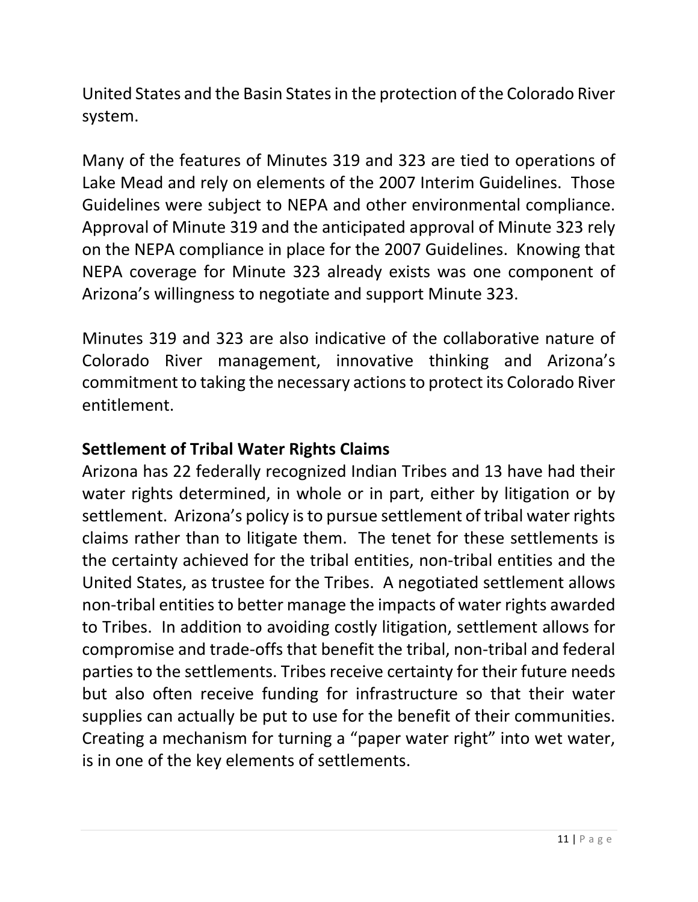United States and the Basin States in the protection of the Colorado River system.

Many of the features of Minutes 319 and 323 are tied to operations of Lake Mead and rely on elements of the 2007 Interim Guidelines. Those Guidelines were subject to NEPA and other environmental compliance. Approval of Minute 319 and the anticipated approval of Minute 323 rely on the NEPA compliance in place for the 2007 Guidelines. Knowing that NEPA coverage for Minute 323 already exists was one component of Arizona's willingness to negotiate and support Minute 323.

Minutes 319 and 323 are also indicative of the collaborative nature of Colorado River management, innovative thinking and Arizona's commitment to taking the necessary actions to protect its Colorado River entitlement.

## Settlement of Tribal Water Rights Claims

Arizona has 22 federally recognized Indian Tribes and 13 have had their water rights determined, in whole or in part, either by litigation or by settlement. Arizona's policy is to pursue settlement of tribal water rights claims rather than to litigate them. The tenet for these settlements is the certainty achieved for the tribal entities, non-tribal entities and the United States, as trustee for the Tribes. A negotiated settlement allows non-tribal entities to better manage the impacts of water rights awarded to Tribes. In addition to avoiding costly litigation, settlement allows for compromise and trade-offs that benefit the tribal, non-tribal and federal parties to the settlements. Tribes receive certainty for their future needs but also often receive funding for infrastructure so that their water supplies can actually be put to use for the benefit of their communities. Creating a mechanism for turning a "paper water right" into wet water, is in one of the key elements of settlements.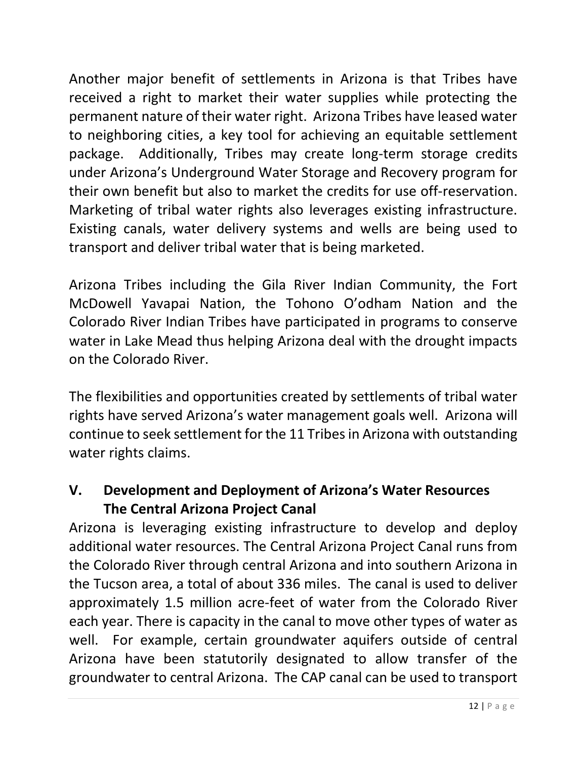Another major benefit of settlements in Arizona is that Tribes have received a right to market their water supplies while protecting the permanent nature of their water right. Arizona Tribes have leased water to neighboring cities, a key tool for achieving an equitable settlement package. Additionally, Tribes may create long-term storage credits under Arizona's Underground Water Storage and Recovery program for their own benefit but also to market the credits for use off-reservation. Marketing of tribal water rights also leverages existing infrastructure. Existing canals, water delivery systems and wells are being used to transport and deliver tribal water that is being marketed.

Arizona Tribes including the Gila River Indian Community, the Fort McDowell Yavapai Nation, the Tohono O'odham Nation and the Colorado River Indian Tribes have participated in programs to conserve water in Lake Mead thus helping Arizona deal with the drought impacts on the Colorado River.

The flexibilities and opportunities created by settlements of tribal water rights have served Arizona's water management goals well. Arizona will continue to seek settlement for the 11 Tribes in Arizona with outstanding water rights claims.

## V. Development and Deployment of Arizona's Water Resources

### The Central Arizona Project Canal

Arizona is leveraging existing infrastructure to develop and deploy additional water resources. The Central Arizona Project Canal runs from the Colorado River through central Arizona and into southern Arizona in the Tucson area, a total of about 336 miles. The canal is used to deliver approximately 1.5 million acre-feet of water from the Colorado River each year. There is capacity in the canal to move other types of water as well. For example, certain groundwater aquifers outside of central Arizona have been statutorily designated to allow transfer of the groundwater to central Arizona. The CAP canal can be used to transport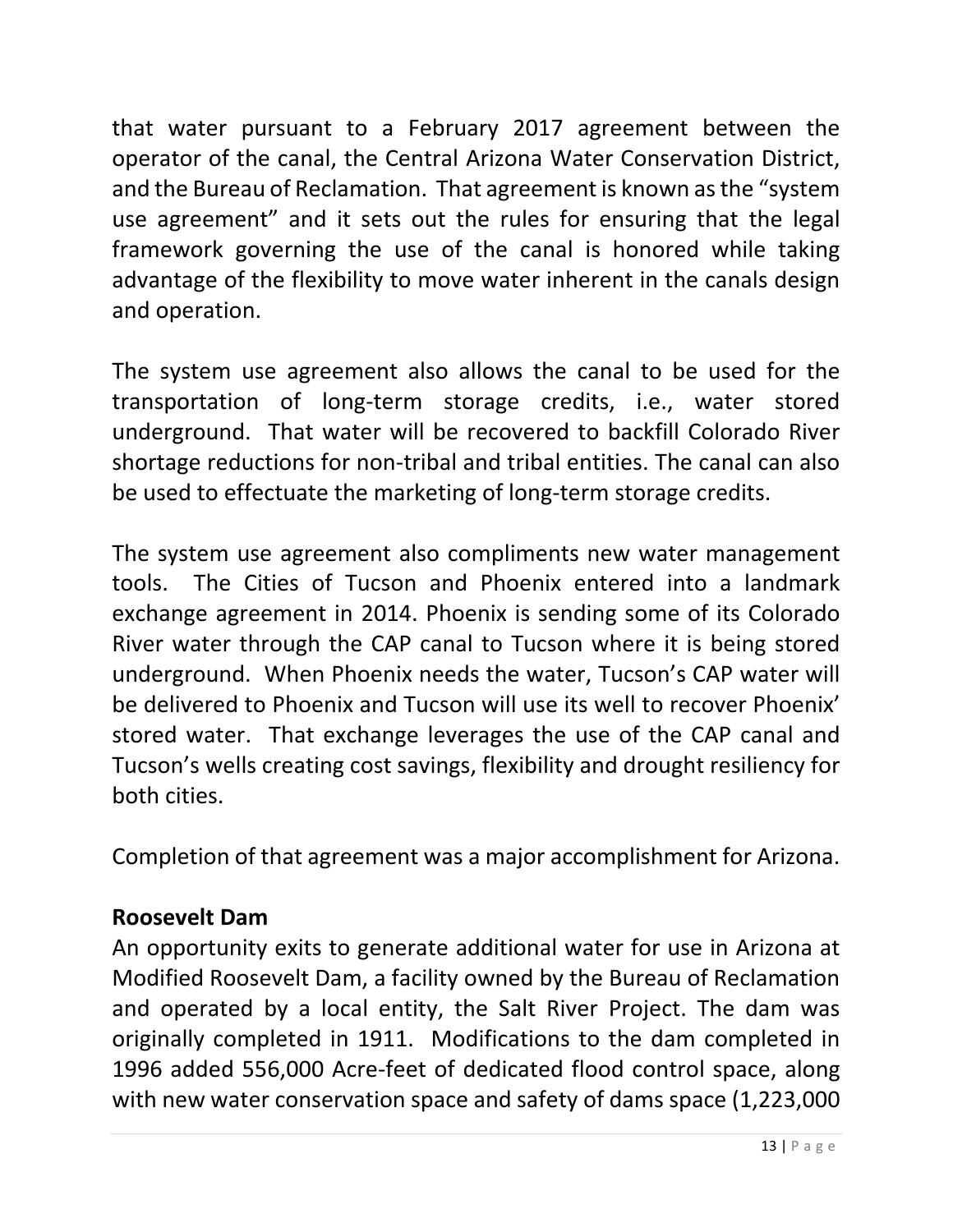that water pursuant to a February 2017 agreement between the operator of the canal, the Central Arizona Water Conservation District, and the Bureau of Reclamation. That agreement is known as the "system use agreement" and it sets out the rules for ensuring that the legal framework governing the use of the canal is honored while taking advantage of the flexibility to move water inherent in the canals design and operation.

The system use agreement also allows the canal to be used for the transportation of long-term storage credits, i.e., water stored underground. That water will be recovered to backfill Colorado River shortage reductions for non-tribal and tribal entities. The canal can also be used to effectuate the marketing of long-term storage credits.

The system use agreement also compliments new water management tools. The Cities of Tucson and Phoenix entered into a landmark exchange agreement in 2014. Phoenix is sending some of its Colorado River water through the CAP canal to Tucson where it is being stored underground. When Phoenix needs the water, Tucson's CAP water will be delivered to Phoenix and Tucson will use its well to recover Phoenix' stored water. That exchange leverages the use of the CAP canal and Tucson's wells creating cost savings, flexibility and drought resiliency for both cities.

Completion of that agreement was a major accomplishment for Arizona.

**Roosevelt Dam**

An opportunity exits to generate additional water for use in Arizona at Modified Roosevelt Dam, a facility owned by the Bureau of Reclamation and operated by a local entity, the Salt River Project. The dam was originally completed in 1911. Modifications to the dam completed in 1996 added 556,000 Acre-feet of dedicated flood control space, along with new water conservation space and safety of dams space (1,223,000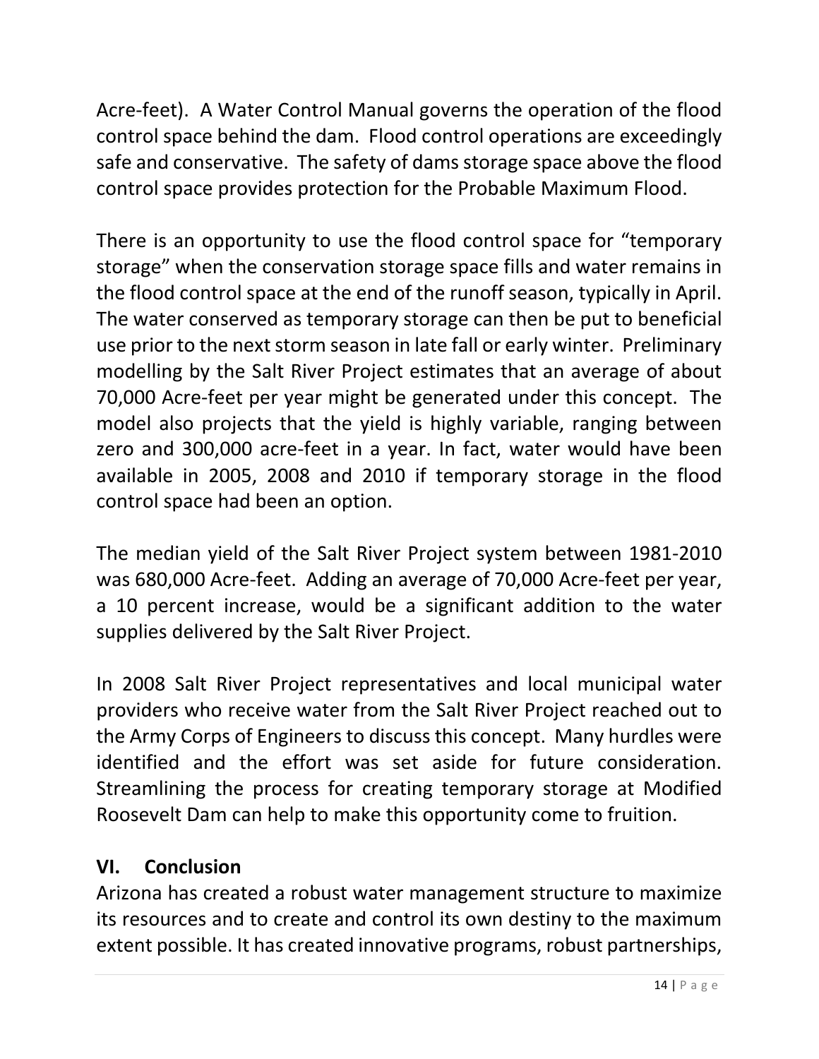Acre-feet). A Water Control Manual governs the operation of the flood control space behind the dam. Flood control operations are exceedingly safe and conservative. The safety of dams storage space above the flood control space provides protection for the Probable Maximum Flood.

There is an opportunity to use the flood control space for "temporary storage" when the conservation storage space fills and water remains in the flood control space at the end of the runoff season, typically in April. The water conserved as temporary storage can then be put to beneficial use prior to the next storm season in late fall or early winter. Preliminary modelling by the Salt River Project estimates that an average of about 70,000 Acre-feet per year might be generated under this concept. The model also projects that the yield is highly variable, ranging between zero and 300,000 acre-feet in a year. In fact, water would have been available in 2005, 2008 and 2010 if temporary storage in the flood control space had been an option.

The median yield of the Salt River Project system between 1981-2010 was 680,000 Acre-feet. Adding an average of 70,000 Acre-feet per year, a 10 percent increase, would be a significant addition to the water supplies delivered by the Salt River Project.

In 2008 Salt River Project representatives and local municipal water providers who receive water from the Salt River Project reached out to the Army Corps of Engineers to discuss this concept. Many hurdles were identified and the effort was set aside for future consideration. Streamlining the process for creating temporary storage at Modified Roosevelt Dam can help to make this opportunity come to fruition.

## VI. Conclusion

Arizona has created a robust water management structure to maximize its resources and to create and control its own destiny to the maximum extent possible. It has created innovative programs, robust partnerships,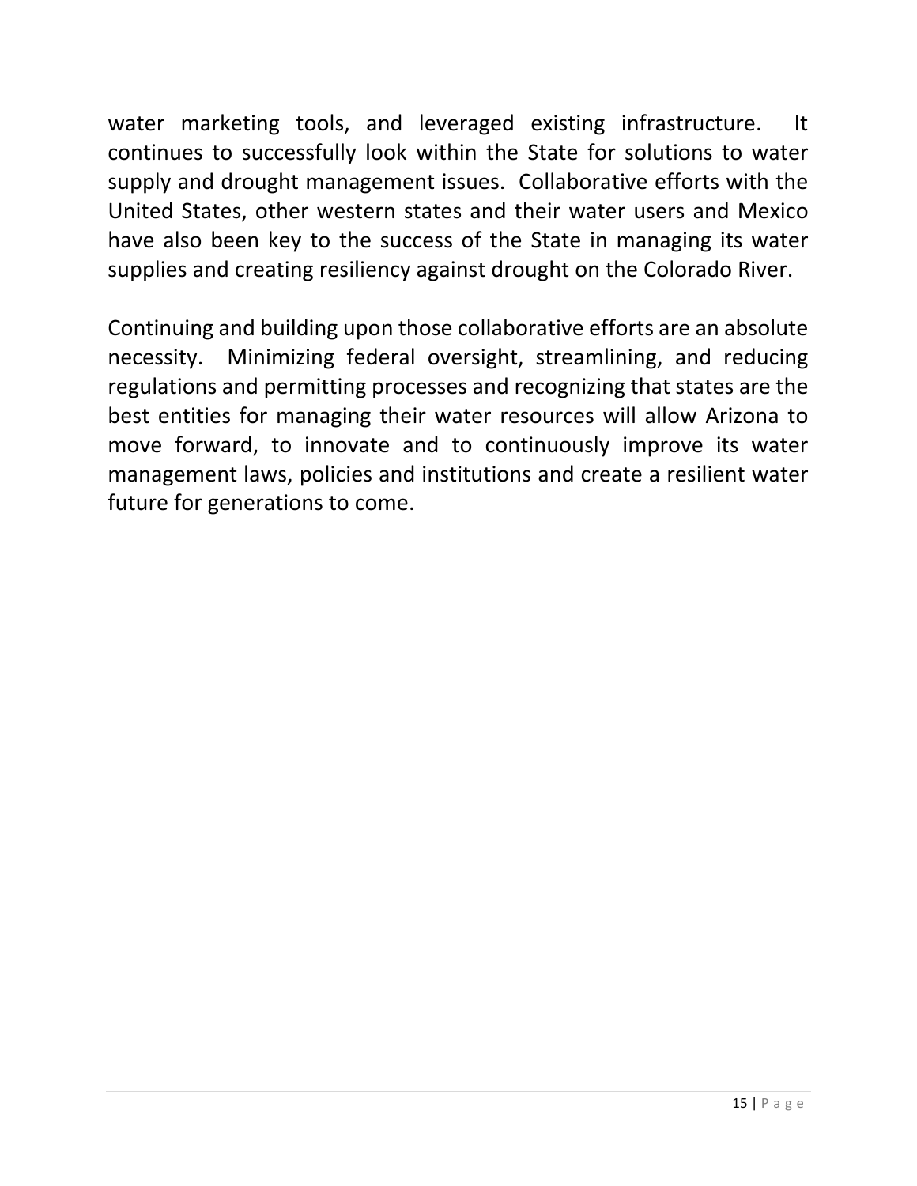water marketing tools, and leveraged existing infrastructure. It continues to successfully look within the State for solutions to water supply and drought management issues. Collaborative efforts with the United States, other western states and their water users and Mexico have also been key to the success of the State in managing its water supplies and creating resiliency against drought on the Colorado River.

Continuing and building upon those collaborative efforts are an absolute necessity. Minimizing federal oversight, streamlining, and reducing regulations and permitting processes and recognizing that states are the best entities for managing their water resources will allow Arizona to move forward, to innovate and to continuously improve its water management laws, policies and institutions and create a resilient water future for generations to come.